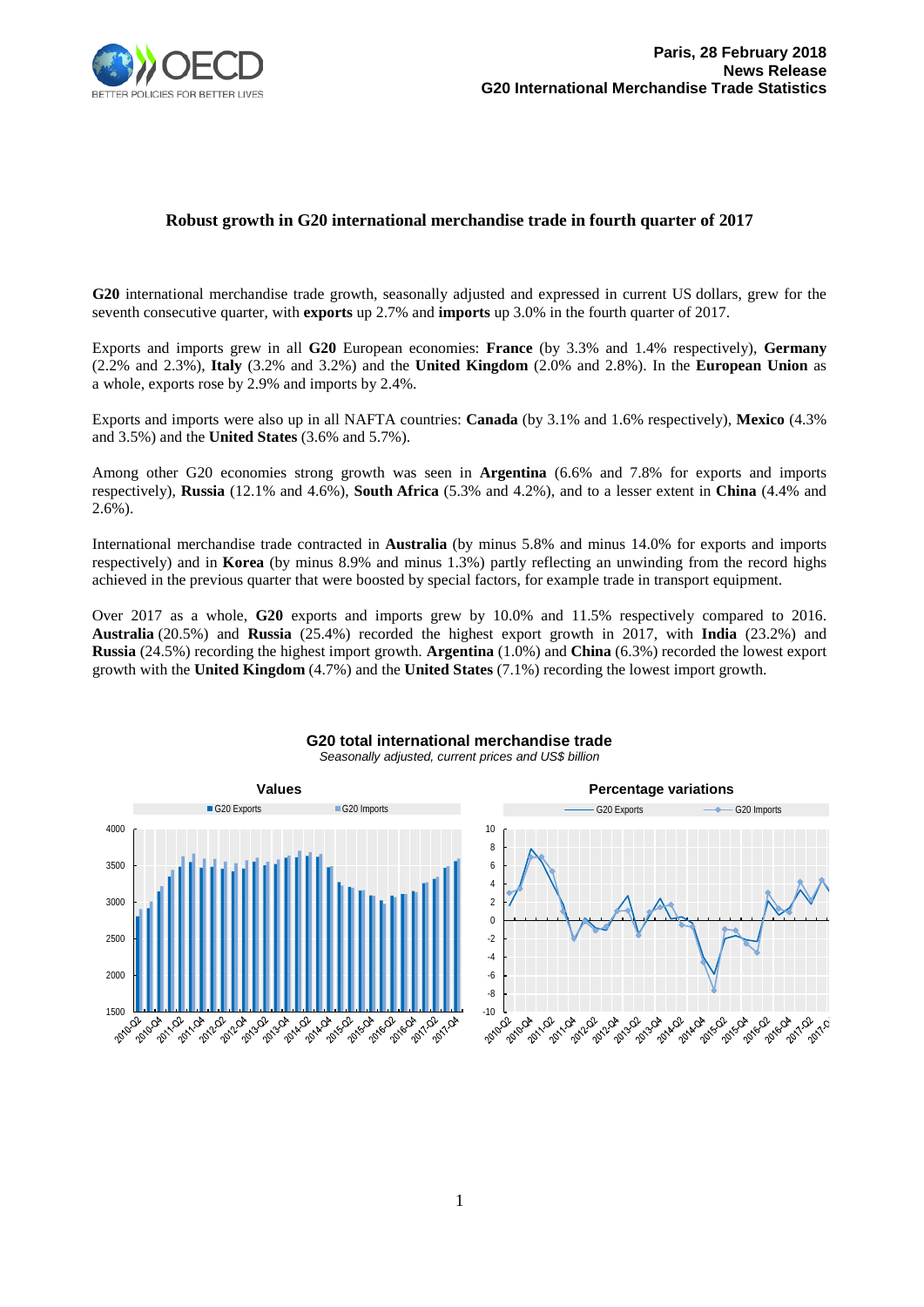Paris, 28 February 2018
**News Release**
**G20 International Merchandise Trade Statistics**

## Robust growth in G20 international merchandise trade in fourth quarter of 2017

**G20** international merchandise trade growth, seasonally adjusted and expressed in current US dollars, grew for the seventh consecutive quarter, with **exports** up 2.7% and **imports** up 3.0% in the fourth quarter of 2017.

Exports and imports grew in all **G20** European economies: **France** (by 3.3% and 1.4% respectively), **Germany** (2.2% and 2.3%), **Italy** (3.2% and 3.2%) and the **United Kingdom** (2.0% and 2.8%). In the **European Union** as a whole, exports rose by 2.9% and imports by 2.4%.

Exports and imports were also up in all NAFTA countries: **Canada** (by 3.1% and 1.6% respectively), **Mexico** (4.3% and 3.5%) and the **United States** (3.6% and 5.7%).

Among other G20 economies strong growth was seen in **Argentina** (6.6% and 7.8% for exports and imports respectively), **Russia** (12.1% and 4.6%), **South Africa** (5.3% and 4.2%), and to a lesser extent in **China** (4.4% and 2.6%).

International merchandise trade contracted in **Australia** (by minus 5.8% and minus 14.0% for exports and imports respectively) and in **Korea** (by minus 8.9% and minus 1.3%) partly reflecting an unwinding from the record highs achieved in the previous quarter that were boosted by special factors, for example trade in transport equipment.

Over 2017 as a whole, **G20** exports and imports grew by 10.0% and 11.5% respectively compared to 2016. **Australia** (20.5%) and **Russia** (25.4%) recorded the highest export growth in 2017, with **India** (23.2%) and **Russia** (24.5%) recording the highest import growth. **Argentina** (1.0%) and **China** (6.3%) recorded the lowest export growth with the **United Kingdom** (4.7%) and the **United States** (7.1%) recording the lowest import growth.

**G20 total international merchandise trade**

*Seasonally adjusted, current prices and US$ billion*

**Values**

**Percentage variations**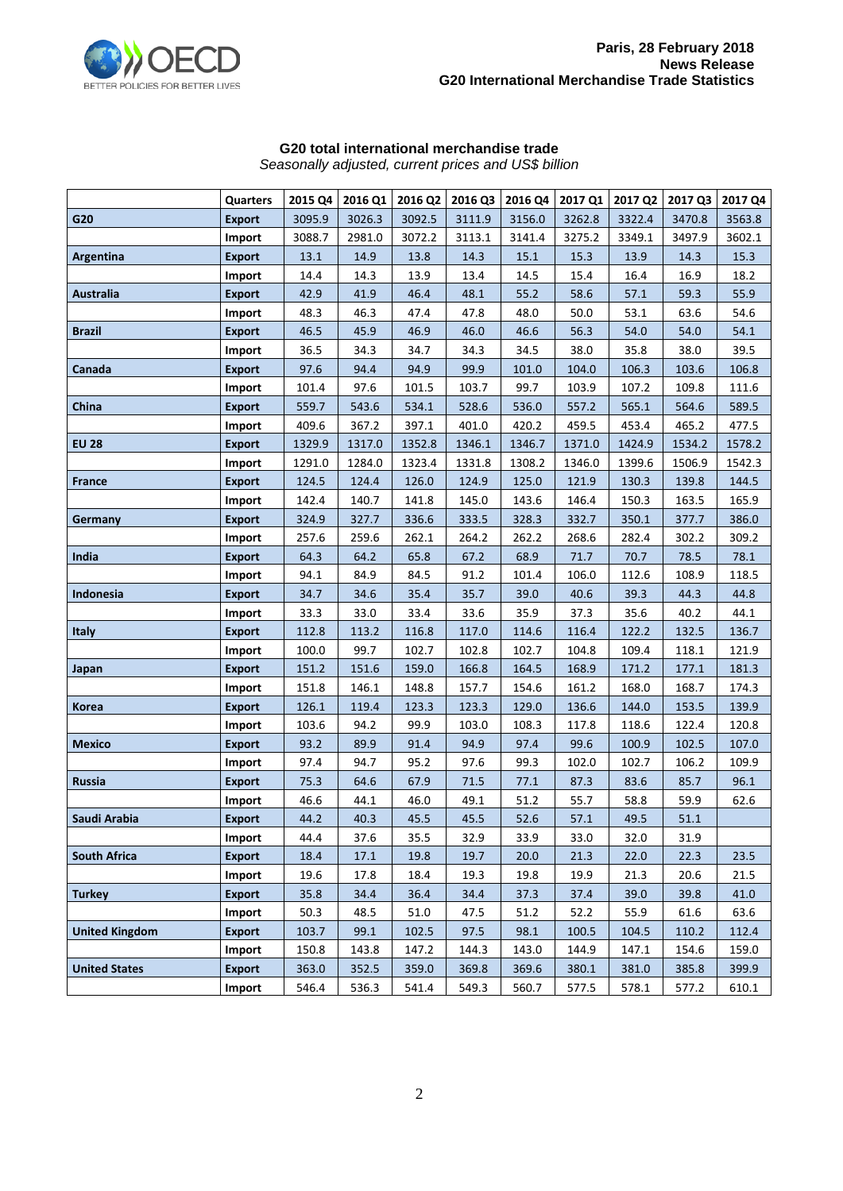## G20 total international merchandise trade

*Seasonally adjusted, current prices and US$ billion*

| | Quarters | 2015 Q4 | 2016 Q1 | 2016 Q2 | 2016 Q3 | 2016 Q4 | 2017 Q1 | 2017 Q2 | 2017 Q3 | 2017 Q4 |
|---|---|---|---|---|---|---|---|---|---|---|
| **G20** | **Export** | 3095.9 | 3026.3 | 3092.5 | 3111.9 | 3156.0 | 3262.8 | 3322.4 | 3470.8 | 3563.8 |
| | **Import** | 3088.7 | 2981.0 | 3072.2 | 3113.1 | 3141.4 | 3275.2 | 3349.1 | 3497.9 | 3602.1 |
| **Argentina** | **Export** | 13.1 | 14.9 | 13.8 | 14.3 | 15.1 | 15.3 | 13.9 | 14.3 | 15.3 |
| | **Import** | 14.4 | 14.3 | 13.9 | 13.4 | 14.5 | 15.4 | 16.4 | 16.9 | 18.2 |
| **Australia** | **Export** | 42.9 | 41.9 | 46.4 | 48.1 | 55.2 | 58.6 | 57.1 | 59.3 | 55.9 |
| | **Import** | 48.3 | 46.3 | 47.4 | 47.8 | 48.0 | 50.0 | 53.1 | 63.6 | 54.6 |
| **Brazil** | **Export** | 46.5 | 45.9 | 46.9 | 46.0 | 46.6 | 56.3 | 54.0 | 54.0 | 54.1 |
| | **Import** | 36.5 | 34.3 | 34.7 | 34.3 | 34.5 | 38.0 | 35.8 | 38.0 | 39.5 |
| **Canada** | **Export** | 97.6 | 94.4 | 94.9 | 99.9 | 101.0 | 104.0 | 106.3 | 103.6 | 106.8 |
| | **Import** | 101.4 | 97.6 | 101.5 | 103.7 | 99.7 | 103.9 | 107.2 | 109.8 | 111.6 |
| **China** | **Export** | 559.7 | 543.6 | 534.1 | 528.6 | 536.0 | 557.2 | 565.1 | 564.6 | 589.5 |
| | **Import** | 409.6 | 367.2 | 397.1 | 401.0 | 420.2 | 459.5 | 453.4 | 465.2 | 477.5 |
| **EU 28** | **Export** | 1329.9 | 1317.0 | 1352.8 | 1346.1 | 1346.7 | 1371.0 | 1424.9 | 1534.2 | 1578.2 |
| | **Import** | 1291.0 | 1284.0 | 1323.4 | 1331.8 | 1308.2 | 1346.0 | 1399.6 | 1506.9 | 1542.3 |
| **France** | **Export** | 124.5 | 124.4 | 126.0 | 124.9 | 125.0 | 121.9 | 130.3 | 139.8 | 144.5 |
| | **Import** | 142.4 | 140.7 | 141.8 | 145.0 | 143.6 | 146.4 | 150.3 | 163.5 | 165.9 |
| **Germany** | **Export** | 324.9 | 327.7 | 336.6 | 333.5 | 328.3 | 332.7 | 350.1 | 377.7 | 386.0 |
| | **Import** | 257.6 | 259.6 | 262.1 | 264.2 | 262.2 | 268.6 | 282.4 | 302.2 | 309.2 |
| **India** | **Export** | 64.3 | 64.2 | 65.8 | 67.2 | 68.9 | 71.7 | 70.7 | 78.5 | 78.1 |
| | **Import** | 94.1 | 84.9 | 84.5 | 91.2 | 101.4 | 106.0 | 112.6 | 108.9 | 118.5 |
| **Indonesia** | **Export** | 34.7 | 34.6 | 35.4 | 35.7 | 39.0 | 40.6 | 39.3 | 44.3 | 44.8 |
| | **Import** | 33.3 | 33.0 | 33.4 | 33.6 | 35.9 | 37.3 | 35.6 | 40.2 | 44.1 |
| **Italy** | **Export** | 112.8 | 113.2 | 116.8 | 117.0 | 114.6 | 116.4 | 122.2 | 132.5 | 136.7 |
| | **Import** | 100.0 | 99.7 | 102.7 | 102.8 | 102.7 | 104.8 | 109.4 | 118.1 | 121.9 |
| **Japan** | **Export** | 151.2 | 151.6 | 159.0 | 166.8 | 164.5 | 168.9 | 171.2 | 177.1 | 181.3 |
| | **Import** | 151.8 | 146.1 | 148.8 | 157.7 | 154.6 | 161.2 | 168.0 | 168.7 | 174.3 |
| **Korea** | **Export** | 126.1 | 119.4 | 123.3 | 123.3 | 129.0 | 136.6 | 144.0 | 153.5 | 139.9 |
| | **Import** | 103.6 | 94.2 | 99.9 | 103.0 | 108.3 | 117.8 | 118.6 | 122.4 | 120.8 |
| **Mexico** | **Export** | 93.2 | 89.9 | 91.4 | 94.9 | 97.4 | 99.6 | 100.9 | 102.5 | 107.0 |
| | **Import** | 97.4 | 94.7 | 95.2 | 97.6 | 99.3 | 102.0 | 102.7 | 106.2 | 109.9 |
| **Russia** | **Export** | 75.3 | 64.6 | 67.9 | 71.5 | 77.1 | 87.3 | 83.6 | 85.7 | 96.1 |
| | **Import** | 46.6 | 44.1 | 46.0 | 49.1 | 51.2 | 55.7 | 58.8 | 59.9 | 62.6 |
| **Saudi Arabia** | **Export** | 44.2 | 40.3 | 45.5 | 45.5 | 52.6 | 57.1 | 49.5 | 51.1 | |
| | **Import** | 44.4 | 37.6 | 35.5 | 32.9 | 33.9 | 33.0 | 32.0 | 31.9 | |
| **South Africa** | **Export** | 18.4 | 17.1 | 19.8 | 19.7 | 20.0 | 21.3 | 22.0 | 22.3 | 23.5 |
| | **Import** | 19.6 | 17.8 | 18.4 | 19.3 | 19.8 | 19.9 | 21.3 | 20.6 | 21.5 |
| **Turkey** | **Export** | 35.8 | 34.4 | 36.4 | 34.4 | 37.3 | 37.4 | 39.0 | 39.8 | 41.0 |
| | **Import** | 50.3 | 48.5 | 51.0 | 47.5 | 51.2 | 52.2 | 55.9 | 61.6 | 63.6 |
| **United Kingdom** | **Export** | 103.7 | 99.1 | 102.5 | 97.5 | 98.1 | 100.5 | 104.5 | 110.2 | 112.4 |
| | **Import** | 150.8 | 143.8 | 147.2 | 144.3 | 143.0 | 144.9 | 147.1 | 154.6 | 159.0 |
| **United States** | **Export** | 363.0 | 352.5 | 359.0 | 369.8 | 369.6 | 380.1 | 381.0 | 385.8 | 399.9 |
| | **Import** | 546.4 | 536.3 | 541.4 | 549.3 | 560.7 | 577.5 | 578.1 | 577.2 | 610.1 |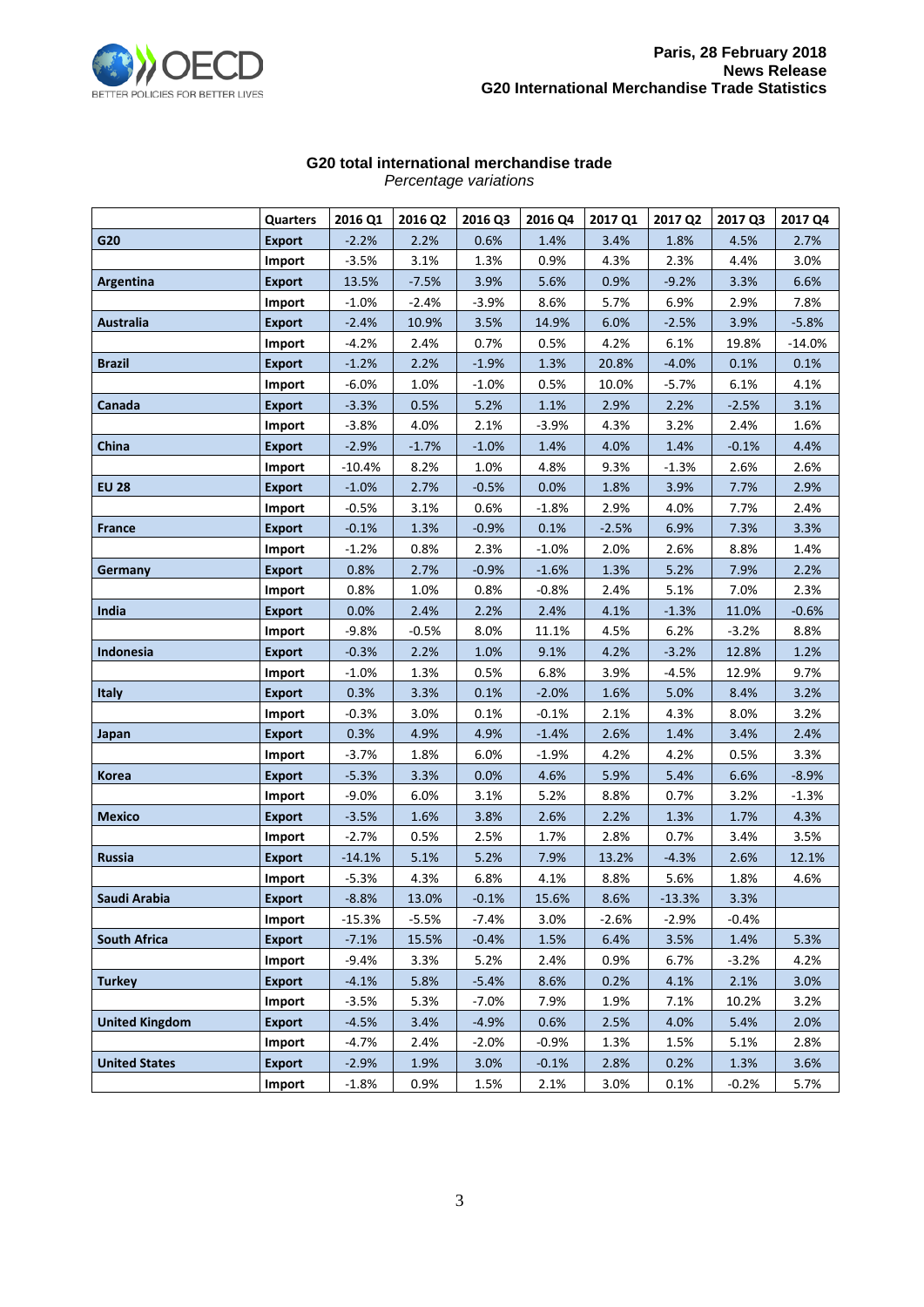## G20 total international merchandise trade

*Percentage variations*

| | Quarters | 2016 Q1 | 2016 Q2 | 2016 Q3 | 2016 Q4 | 2017 Q1 | 2017 Q2 | 2017 Q3 | 2017 Q4 |
|---|---|---|---|---|---|---|---|---|---|
| **G20** | **Export** | -2.2% | 2.2% | 0.6% | 1.4% | 3.4% | 1.8% | 4.5% | 2.7% |
| | **Import** | -3.5% | 3.1% | 1.3% | 0.9% | 4.3% | 2.3% | 4.4% | 3.0% |
| **Argentina** | **Export** | 13.5% | -7.5% | 3.9% | 5.6% | 0.9% | -9.2% | 3.3% | 6.6% |
| | **Import** | -1.0% | -2.4% | -3.9% | 8.6% | 5.7% | 6.9% | 2.9% | 7.8% |
| **Australia** | **Export** | -2.4% | 10.9% | 3.5% | 14.9% | 6.0% | -2.5% | 3.9% | -5.8% |
| | **Import** | -4.2% | 2.4% | 0.7% | 0.5% | 4.2% | 6.1% | 19.8% | -14.0% |
| **Brazil** | **Export** | -1.2% | 2.2% | -1.9% | 1.3% | 20.8% | -4.0% | 0.1% | 0.1% |
| | **Import** | -6.0% | 1.0% | -1.0% | 0.5% | 10.0% | -5.7% | 6.1% | 4.1% |
| **Canada** | **Export** | -3.3% | 0.5% | 5.2% | 1.1% | 2.9% | 2.2% | -2.5% | 3.1% |
| | **Import** | -3.8% | 4.0% | 2.1% | -3.9% | 4.3% | 3.2% | 2.4% | 1.6% |
| **China** | **Export** | -2.9% | -1.7% | -1.0% | 1.4% | 4.0% | 1.4% | -0.1% | 4.4% |
| | **Import** | -10.4% | 8.2% | 1.0% | 4.8% | 9.3% | -1.3% | 2.6% | 2.6% |
| **EU 28** | **Export** | -1.0% | 2.7% | -0.5% | 0.0% | 1.8% | 3.9% | 7.7% | 2.9% |
| | **Import** | -0.5% | 3.1% | 0.6% | -1.8% | 2.9% | 4.0% | 7.7% | 2.4% |
| **France** | **Export** | -0.1% | 1.3% | -0.9% | 0.1% | -2.5% | 6.9% | 7.3% | 3.3% |
| | **Import** | -1.2% | 0.8% | 2.3% | -1.0% | 2.0% | 2.6% | 8.8% | 1.4% |
| **Germany** | **Export** | 0.8% | 2.7% | -0.9% | -1.6% | 1.3% | 5.2% | 7.9% | 2.2% |
| | **Import** | 0.8% | 1.0% | 0.8% | -0.8% | 2.4% | 5.1% | 7.0% | 2.3% |
| **India** | **Export** | 0.0% | 2.4% | 2.2% | 2.4% | 4.1% | -1.3% | 11.0% | -0.6% |
| | **Import** | -9.8% | -0.5% | 8.0% | 11.1% | 4.5% | 6.2% | -3.2% | 8.8% |
| **Indonesia** | **Export** | -0.3% | 2.2% | 1.0% | 9.1% | 4.2% | -3.2% | 12.8% | 1.2% |
| | **Import** | -1.0% | 1.3% | 0.5% | 6.8% | 3.9% | -4.5% | 12.9% | 9.7% |
| **Italy** | **Export** | 0.3% | 3.3% | 0.1% | -2.0% | 1.6% | 5.0% | 8.4% | 3.2% |
| | **Import** | -0.3% | 3.0% | 0.1% | -0.1% | 2.1% | 4.3% | 8.0% | 3.2% |
| **Japan** | **Export** | 0.3% | 4.9% | 4.9% | -1.4% | 2.6% | 1.4% | 3.4% | 2.4% |
| | **Import** | -3.7% | 1.8% | 6.0% | -1.9% | 4.2% | 4.2% | 0.5% | 3.3% |
| **Korea** | **Export** | -5.3% | 3.3% | 0.0% | 4.6% | 5.9% | 5.4% | 6.6% | -8.9% |
| | **Import** | -9.0% | 6.0% | 3.1% | 5.2% | 8.8% | 0.7% | 3.2% | -1.3% |
| **Mexico** | **Export** | -3.5% | 1.6% | 3.8% | 2.6% | 2.2% | 1.3% | 1.7% | 4.3% |
| | **Import** | -2.7% | 0.5% | 2.5% | 1.7% | 2.8% | 0.7% | 3.4% | 3.5% |
| **Russia** | **Export** | -14.1% | 5.1% | 5.2% | 7.9% | 13.2% | -4.3% | 2.6% | 12.1% |
| | **Import** | -5.3% | 4.3% | 6.8% | 4.1% | 8.8% | 5.6% | 1.8% | 4.6% |
| **Saudi Arabia** | **Export** | -8.8% | 13.0% | -0.1% | 15.6% | 8.6% | -13.3% | 3.3% | |
| | **Import** | -15.3% | -5.5% | -7.4% | 3.0% | -2.6% | -2.9% | -0.4% | |
| **South Africa** | **Export** | -7.1% | 15.5% | -0.4% | 1.5% | 6.4% | 3.5% | 1.4% | 5.3% |
| | **Import** | -9.4% | 3.3% | 5.2% | 2.4% | 0.9% | 6.7% | -3.2% | 4.2% |
| **Turkey** | **Export** | -4.1% | 5.8% | -5.4% | 8.6% | 0.2% | 4.1% | 2.1% | 3.0% |
| | **Import** | -3.5% | 5.3% | -7.0% | 7.9% | 1.9% | 7.1% | 10.2% | 3.2% |
| **United Kingdom** | **Export** | -4.5% | 3.4% | -4.9% | 0.6% | 2.5% | 4.0% | 5.4% | 2.0% |
| | **Import** | -4.7% | 2.4% | -2.0% | -0.9% | 1.3% | 1.5% | 5.1% | 2.8% |
| **United States** | **Export** | -2.9% | 1.9% | 3.0% | -0.1% | 2.8% | 0.2% | 1.3% | 3.6% |
| | **Import** | -1.8% | 0.9% | 1.5% | 2.1% | 3.0% | 0.1% | -0.2% | 5.7% |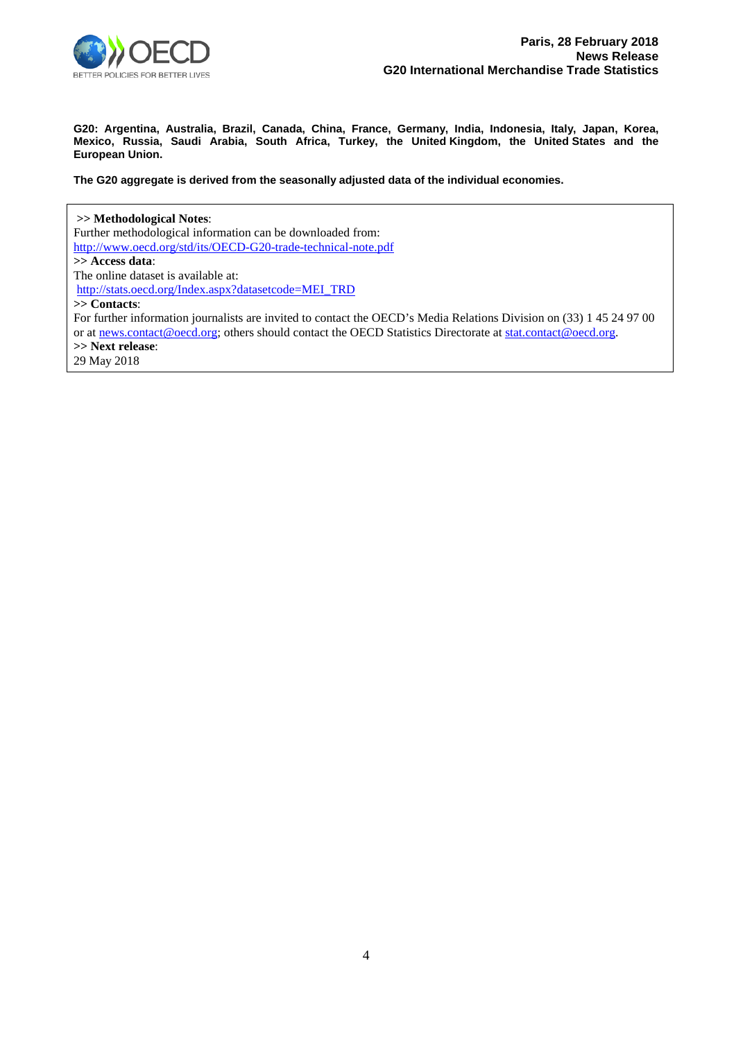**G20: Argentina, Australia, Brazil, Canada, China, France, Germany, India, Indonesia, Italy, Japan, Korea, Mexico, Russia, Saudi Arabia, South Africa, Turkey, the United Kingdom, the United States and the European Union.**

**The G20 aggregate is derived from the seasonally adjusted data of the individual economies.**

**>> Methodological Notes**:
Further methodological information can be downloaded from:
http://www.oecd.org/std/its/OECD-G20-trade-technical-note.pdf

**>> Access data**:
The online dataset is available at:
http://stats.oecd.org/Index.aspx?datasetcode=MEI_TRD

**>> Contacts**:
For further information journalists are invited to contact the OECD's Media Relations Division on (33) 1 45 24 97 00 or at news.contact@oecd.org; others should contact the OECD Statistics Directorate at stat.contact@oecd.org.

**>> Next release**:
29 May 2018